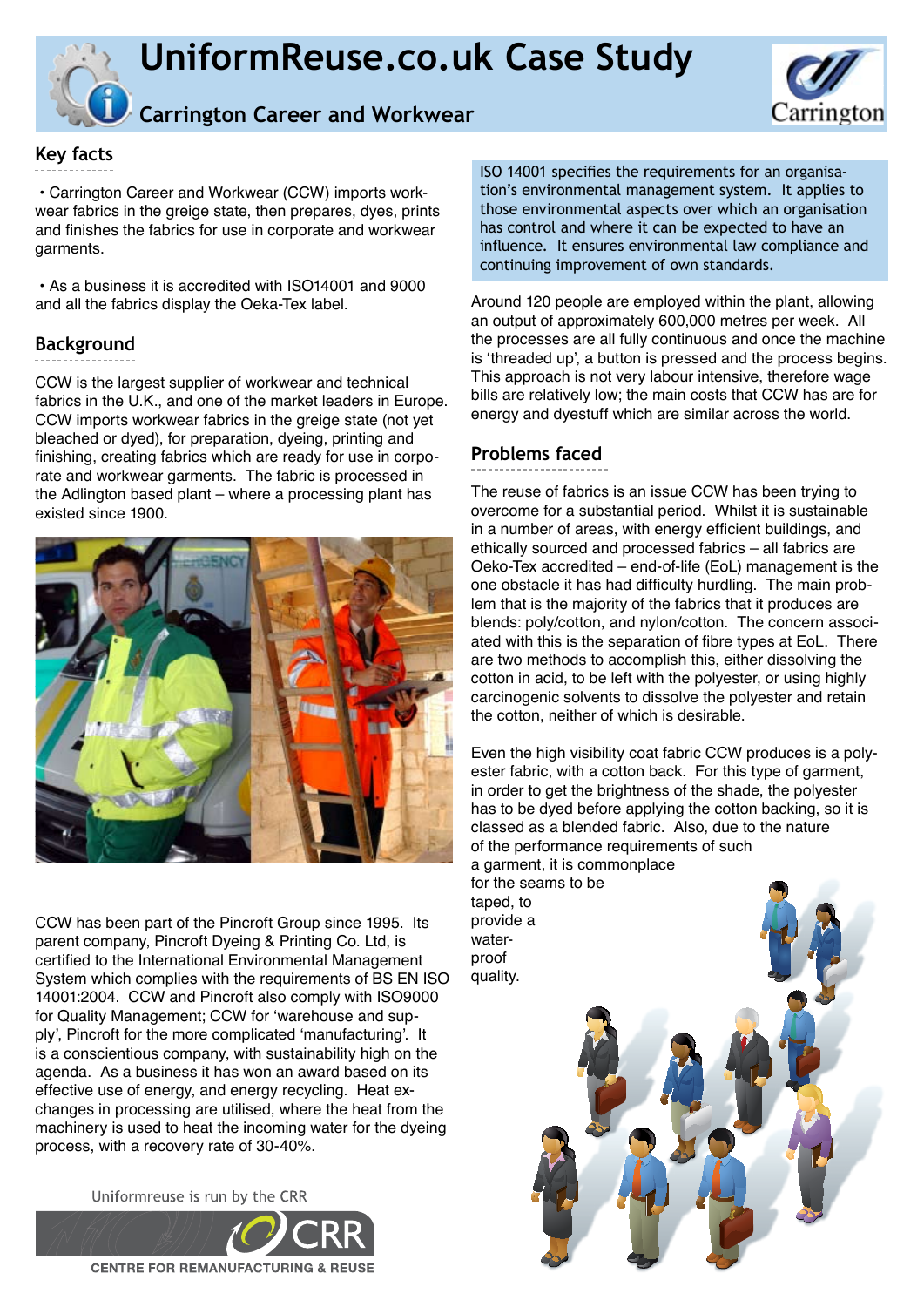# UniformReuse.co.uk Case Study

## Carrington Career and Workwear

### Key facts

- Carrington Career and Workwear (CCW) imports workwear fabrics in the greige state, then prepares, dyes, prints and finishes the fabrics for use in corporate and workwear garments.

- As a business it is accredited with ISO14001 and 9000 and all the fabrics display the Oeka-Tex label.

### Background

CCW is the largest supplier of workwear and technical fabrics in the U.K., and one of the market leaders in Europe. CCW imports workwear fabrics in the greige state (not yet bleached or dyed), for preparation, dyeing, printing and finishing, creating fabrics which are ready for use in corporate and workwear garments. The fabric is processed in the Adlington based plant – where a processing plant has existed since 1900.

CCW has been part of the Pincroft Group since 1995. Its parent company, Pincroft Dyeing & Printing Co. Ltd, is certified to the International Environmental Management System which complies with the requirements of BS EN ISO 14001:2004. CCW and Pincroft also comply with ISO9000 for Quality Management; CCW for 'warehouse and supply', Pincroft for the more complicated 'manufacturing'. It is a conscientious company, with sustainability high on the agenda. As a business it has won an award based on its effective use of energy, and energy recycling. Heat exchanges in processing are utilised, where the heat from the machinery is used to heat the incoming water for the dyeing process, with a recovery rate of 30-40%.

ISO 14001 specifies the requirements for an organisation's environmental management system. It applies to those environmental aspects over which an organisation has control and where it can be expected to have an influence. It ensures environmental law compliance and continuing improvement of own standards.

Around 120 people are employed within the plant, allowing an output of approximately 600,000 metres per week. All the processes are all fully continuous and once the machine is 'threaded up', a button is pressed and the process begins. This approach is not very labour intensive, therefore wage bills are relatively low; the main costs that CCW has are for energy and dyestuff which are similar across the world.

### Problems faced

The reuse of fabrics is an issue CCW has been trying to overcome for a substantial period. Whilst it is sustainable in a number of areas, with energy efficient buildings, and ethically sourced and processed fabrics – all fabrics are Oeko-Tex accredited – end-of-life (EoL) management is the one obstacle it has had difficulty hurdling. The main problem that is the majority of the fabrics that it produces are blends: poly/cotton, and nylon/cotton. The concern associated with this is the separation of fibre types at EoL. There are two methods to accomplish this, either dissolving the cotton in acid, to be left with the polyester, or using highly carcinogenic solvents to dissolve the polyester and retain the cotton, neither of which is desirable.

Even the high visibility coat fabric CCW produces is a polyester fabric, with a cotton back. For this type of garment, in order to get the brightness of the shade, the polyester has to be dyed before applying the cotton backing, so it is classed as a blended fabric. Also, due to the nature of the performance requirements of such a garment, it is commonplace for the seams to be taped, to provide a waterproof quality.

Uniformreuse is run by the CRR

CENTRE FOR REMANUFACTURING & REUSE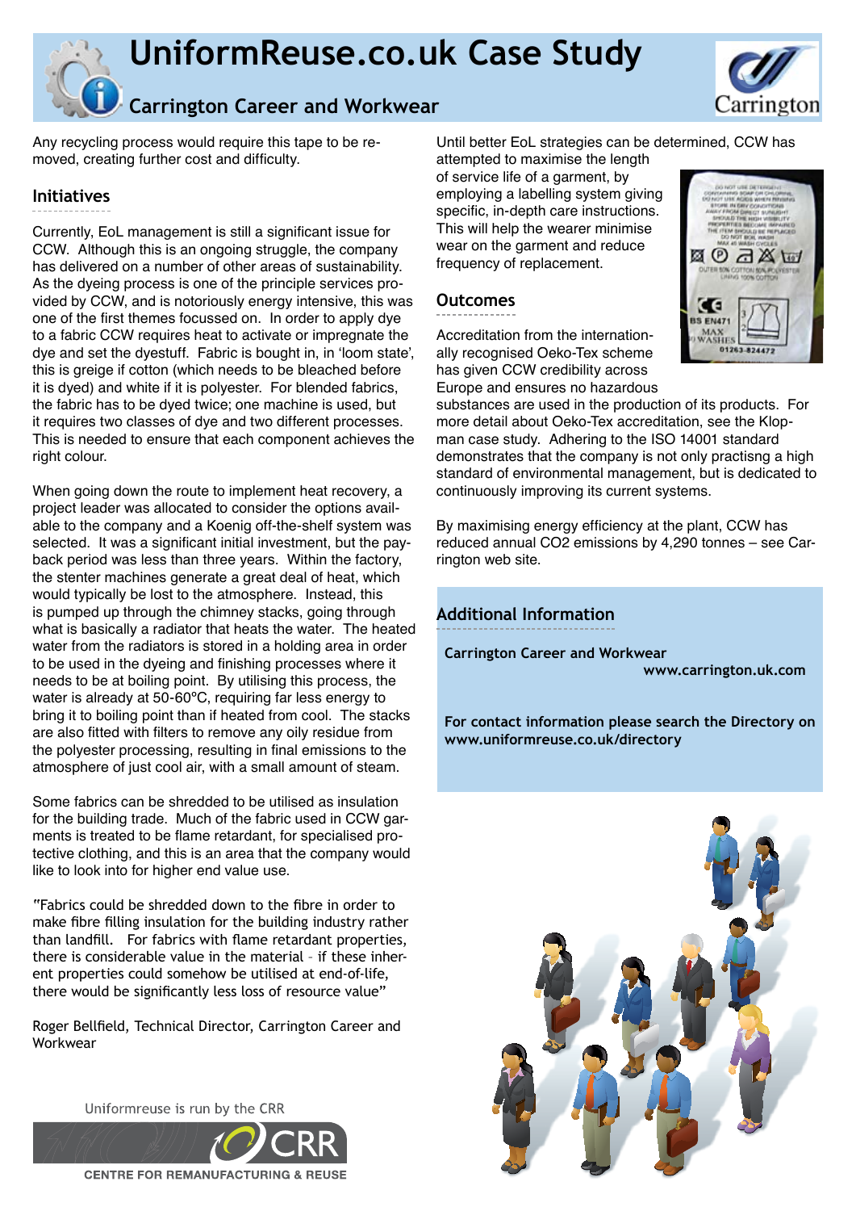# UniformReuse.co.uk Case Study

## Carrington Career and Workwear

Any recycling process would require this tape to be removed, creating further cost and difficulty.

## Initiatives

Currently, EoL management is still a significant issue for CCW. Although this is an ongoing struggle, the company has delivered on a number of other areas of sustainability. As the dyeing process is one of the principle services provided by CCW, and is notoriously energy intensive, this was one of the first themes focussed on. In order to apply dye to a fabric CCW requires heat to activate or impregnate the dye and set the dyestuff. Fabric is bought in, in 'loom state', this is greige if cotton (which needs to be bleached before it is dyed) and white if it is polyester. For blended fabrics, the fabric has to be dyed twice; one machine is used, but it requires two classes of dye and two different processes. This is needed to ensure that each component achieves the right colour.

When going down the route to implement heat recovery, a project leader was allocated to consider the options available to the company and a Koenig off-the-shelf system was selected. It was a significant initial investment, but the payback period was less than three years. Within the factory, the stenter machines generate a great deal of heat, which would typically be lost to the atmosphere. Instead, this is pumped up through the chimney stacks, going through what is basically a radiator that heats the water. The heated water from the radiators is stored in a holding area in order to be used in the dyeing and finishing processes where it needs to be at boiling point. By utilising this process, the water is already at 50-60°C, requiring far less energy to bring it to boiling point than if heated from cool. The stacks are also fitted with filters to remove any oily residue from the polyester processing, resulting in final emissions to the atmosphere of just cool air, with a small amount of steam.

Some fabrics can be shredded to be utilised as insulation for the building trade. Much of the fabric used in CCW garments is treated to be flame retardant, for specialised protective clothing, and this is an area that the company would like to look into for higher end value use.

"Fabrics could be shredded down to the fibre in order to make fibre filling insulation for the building industry rather than landfill. For fabrics with flame retardant properties, there is considerable value in the material – if these inherent properties could somehow be utilised at end-of-life, there would be significantly less loss of resource value"

Roger Bellfield, Technical Director, Carrington Career and Workwear

Until better EoL strategies can be determined, CCW has attempted to maximise the length of service life of a garment, by employing a labelling system giving specific, in-depth care instructions. This will help the wearer minimise wear on the garment and reduce frequency of replacement.

## Outcomes

Accreditation from the internationally recognised Oeko-Tex scheme has given CCW credibility across Europe and ensures no hazardous substances are used in the production of its products. For more detail about Oeko-Tex accreditation, see the Klopman case study. Adhering to the ISO 14001 standard demonstrates that the company is not only practisng a high standard of environmental management, but is dedicated to continuously improving its current systems.

By maximising energy efficiency at the plant, CCW has reduced annual $CO_2$ emissions by 4,290 tonnes – see Carrington web site.

## Additional Information

**Carrington Career and Workwear**
**www.carrington.uk.com**

**For contact information please search the Directory on www.uniformreuse.co.uk/directory**

Uniformreuse is run by the CRR

CENTRE FOR REMANUFACTURING & REUSE